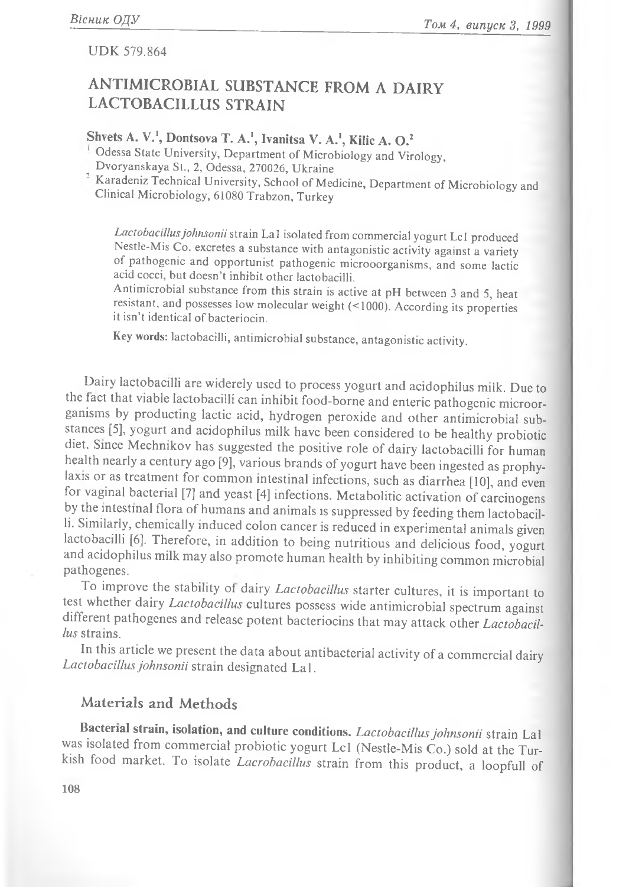UDK 579.864

# ANTIMICROBIAL SUBSTANCE FROM A DAIRY LACTOBACILLUS STRAIN

**Shvets A. V.[1], Dontsova T. A.[1], Ivanitsa V. A.[1], Kilic A. O.[2]**

[1] Odessa State University, Department of Microbiology and Virology, Dvoryanskaya St., 2, Odessa, 270026, Ukraine

[2] Karadeniz Technical University, School of Medicine, Department of Microbiology and Clinical Microbiology, 61080 Trabzon, Turkey

*Lactobacillus johnsonii* strain La1 isolated from commercial yogurt Lc1 produced Nestle-Mis Co. excretes a substance with antagonistic activity against a variety of pathogenic and opportunist pathogenic microoorganisms, and some lactic acid cocci, but doesn't inhibit other lactobacilli.

Antimicrobial substance from this strain is active at pH between 3 and 5, heat resistant, and possesses low molecular weight (<1000). According its properties it isn't identical of bacteriocin.

**Key words:** lactobacilli, antimicrobial substance, antagonistic activity.

Dairy lactobacilli are widerely used to process yogurt and acidophilus milk. Due to the fact that viable lactobacilli can inhibit food-borne and enteric pathogenic microorganisms by producting lactic acid, hydrogen peroxide and other antimicrobial substances [5], yogurt and acidophilus milk have been considered to be healthy probiotic diet. Since Mechnikov has suggested the positive role of dairy lactobacilli for human health nearly a century ago [9], various brands of yogurt have been ingested as prophylaxis or as treatment for common intestinal infections, such as diarrhea [10], and even for vaginal bacterial [7] and yeast [4] infections. Metabolitic activation of carcinogens by the intestinal flora of humans and animals is suppressed by feeding them lactobacilli. Similarly, chemically induced colon cancer is reduced in experimental animals given lactobacilli [6]. Therefore, in addition to being nutritious and delicious food, yogurt and acidophilus milk may also promote human health by inhibiting common microbial pathogenes.

To improve the stability of dairy *Lactobacillus* starter cultures, it is important to test whether dairy *Lactobacillus* cultures possess wide antimicrobial spectrum against different pathogenes and release potent bacteriocins that may attack other *Lactobacillus* strains.

In this article we present the data about antibacterial activity of a commercial dairy *Lactobacillus johnsonii* strain designated La1.

## Materials and Methods

**Bacterial strain, isolation, and culture conditions.** *Lactobacillus johnsonii* strain La1 was isolated from commercial probiotic yogurt Lc1 (Nestle-Mis Co.) sold at the Turkish food market. To isolate *Lacrobacillus* strain from this product, a loopfull of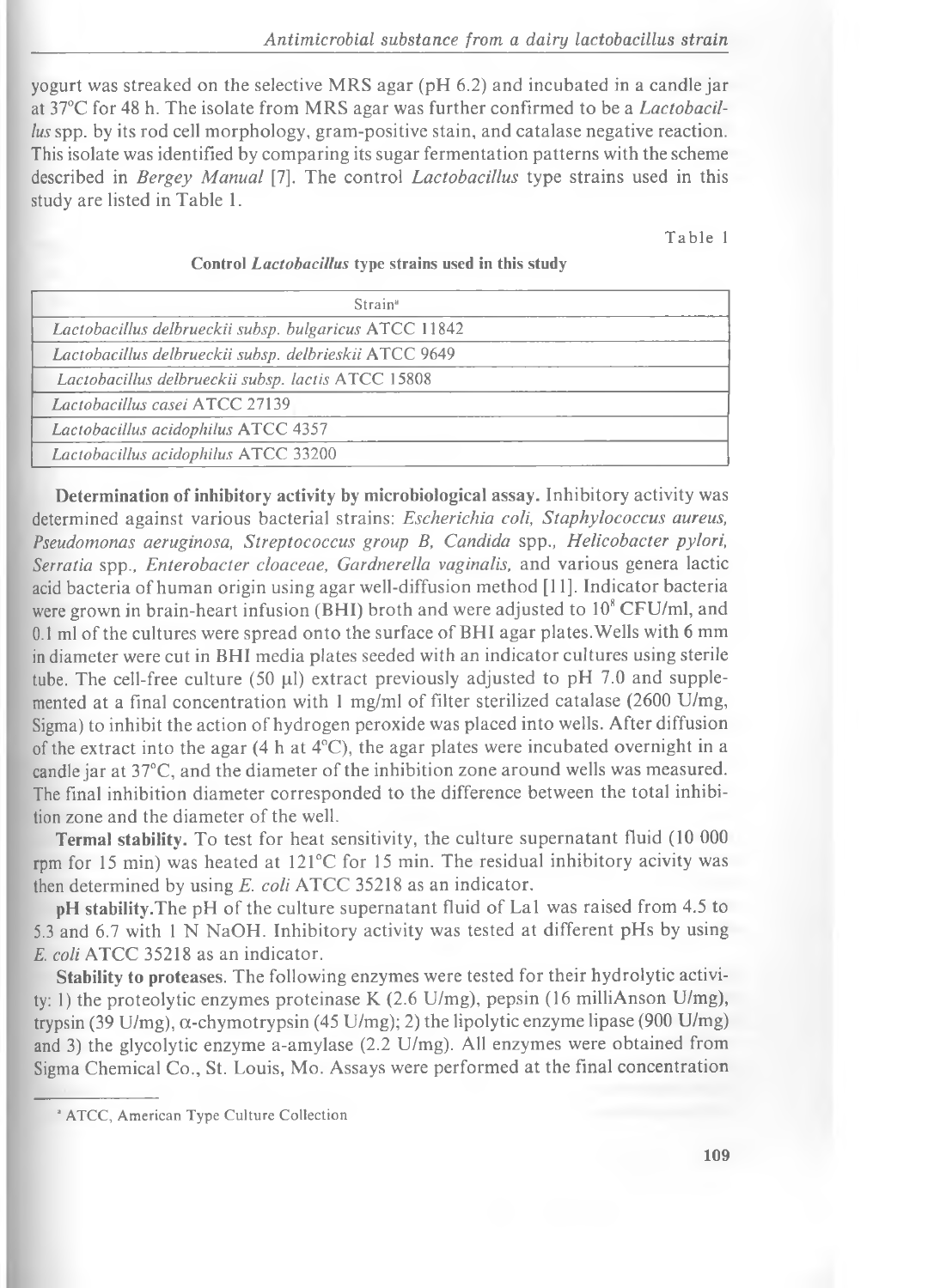yogurt was streaked on the selective MRS agar (pH 6.2) and incubated in a candle jar at 37°C for 48 h. The isolate from MRS agar was further confirmed to be a *Lactobacillus* spp. by its rod cell morphology, gram-positive stain, and catalase negative reaction. This isolate was identified by comparing its sugar fermentation patterns with the scheme described in *Bergey Manual* [7]. The control *Lactobacillus* type strains used in this study are listed in Table 1.

Table 1

**Control *Lactobacillus* type strains used in this study**

| Strain[a] |
|---|
| *Lactobacillus delbrueckii subsp. bulgaricus* ATCC 11842 |
| *Lactobacillus delbrueckii subsp. delbrieskii* ATCC 9649 |
| *Lactobacillus delbrueckii subsp. lactis* ATCC 15808 |
| *Lactobacillus casei* ATCC 27139 |
| *Lactobacillus acidophilus* ATCC 4357 |
| *Lactobacillus acidophilus* ATCC 33200 |

**Determination of inhibitory activity by microbiological assay.** Inhibitory activity was determined against various bacterial strains: *Escherichia coli, Staphylococcus aureus, Pseudomonas aeruginosa, Streptococcus group B, Candida* spp., *Helicobacter pylori, Serratia* spp., *Enterobacter cloaceae, Gardnerella vaginalis,* and various genera lactic acid bacteria of human origin using agar well-diffusion method [11]. Indicator bacteria were grown in brain-heart infusion (BHI) broth and were adjusted to $10^8$ CFU/ml, and 0.1 ml of the cultures were spread onto the surface of BHI agar plates. Wells with 6 mm in diameter were cut in BHI media plates seeded with an indicator cultures using sterile tube. The cell-free culture (50 μl) extract previously adjusted to pH 7.0 and supplemented at a final concentration with 1 mg/ml of filter sterilized catalase (2600 U/mg, Sigma) to inhibit the action of hydrogen peroxide was placed into wells. After diffusion of the extract into the agar (4 h at 4°C), the agar plates were incubated overnight in a candle jar at 37°C, and the diameter of the inhibition zone around wells was measured. The final inhibition diameter corresponded to the difference between the total inhibition zone and the diameter of the well.

**Termal stability.** To test for heat sensitivity, the culture supernatant fluid (10 000 rpm for 15 min) was heated at 121°C for 15 min. The residual inhibitory acivity was then determined by using *E. coli* ATCC 35218 as an indicator.

**pH stability.** The pH of the culture supernatant fluid of La1 was raised from 4.5 to 5.3 and 6.7 with 1 N NaOH. Inhibitory activity was tested at different pHs by using *E. coli* ATCC 35218 as an indicator.

**Stability to proteases**. The following enzymes were tested for their hydrolytic activity: 1) the proteolytic enzymes proteinase K (2.6 U/mg), pepsin (16 milliAnson U/mg), trypsin (39 U/mg), α-chymotrypsin (45 U/mg); 2) the lipolytic enzyme lipase (900 U/mg) and 3) the glycolytic enzyme a-amylase (2.2 U/mg). All enzymes were obtained from Sigma Chemical Co., St. Louis, Mo. Assays were performed at the final concentration

[a] ATCC, American Type Culture Collection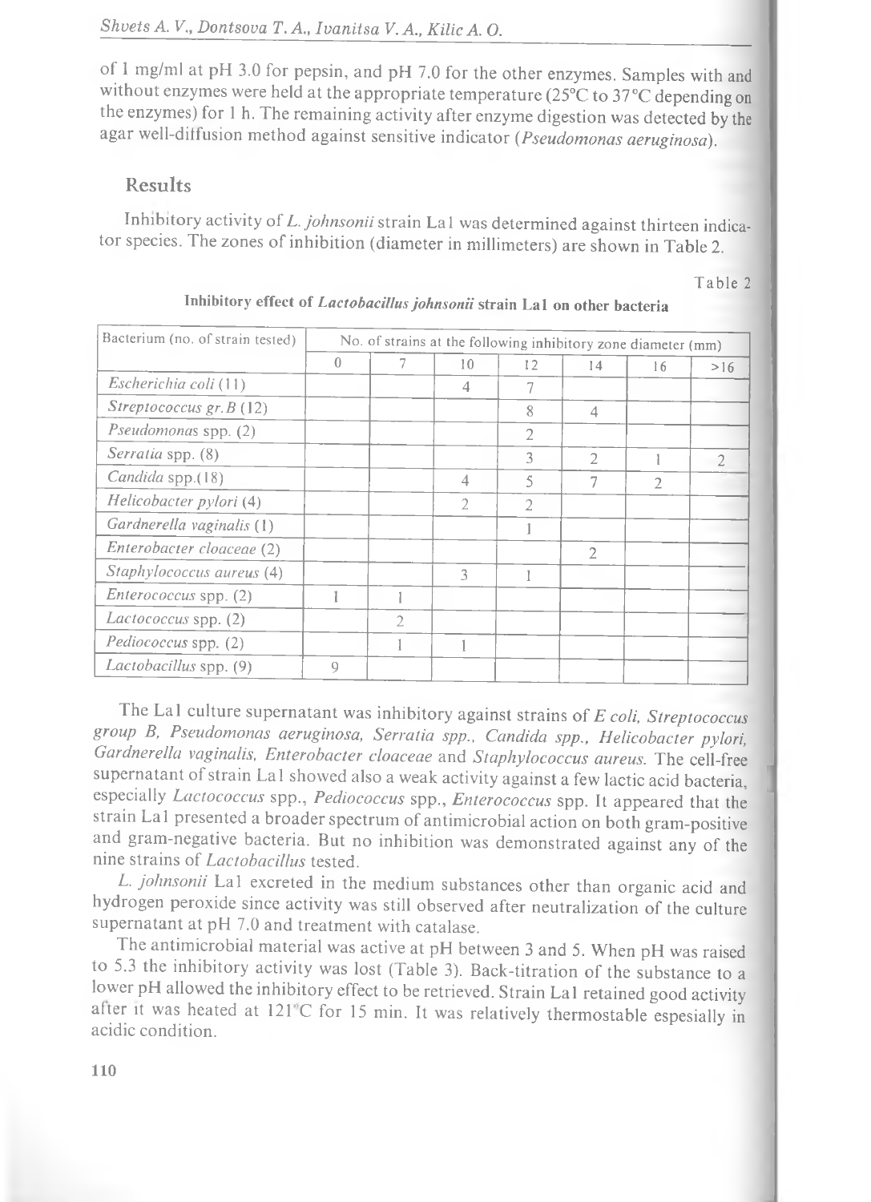of 1 mg/ml at pH 3.0 for pepsin, and pH 7.0 for the other enzymes. Samples with and without enzymes were held at the appropriate temperature (25°C to 37°C depending on the enzymes) for 1 h. The remaining activity after enzyme digestion was detected by the agar well-diffusion method against sensitive indicator (*Pseudomonas aeruginosa*).

## Results

Inhibitory activity of *L. johnsonii* strain La1 was determined against thirteen indicator species. The zones of inhibition (diameter in millimeters) are shown in Table 2.

Table 2

**Inhibitory effect of *Lactobacillus johnsonii* strain La1 on other bacteria**

| Bacterium (no. of strain tested) | No. of strains at the following inhibitory zone diameter (mm) | | | | | | |
|---|---|---|---|---|---|---|---|
| | 0 | 7 | 10 | 12 | 14 | 16 | >16 |
| *Escherichia coli* (11) | | | 4 | 7 | | | |
| *Streptococcus gr.B* (12) | | | | 8 | 4 | | |
| *Pseudomonas* spp. (2) | | | | 2 | | | |
| *Serratia* spp. (8) | | | | 3 | 2 | 1 | 2 |
| *Candida* spp.(18) | | | 4 | 5 | 7 | 2 | |
| *Helicobacter pylori* (4) | | | 2 | 2 | | | |
| *Gardnerella vaginalis* (1) | | | | 1 | | | |
| *Enterobacter cloaceae* (2) | | | | | 2 | | |
| *Staphylococcus aureus* (4) | | | 3 | 1 | | | |
| *Enterococcus* spp. (2) | 1 | 1 | | | | | |
| *Lactococcus* spp. (2) | | 2 | | | | | |
| *Pediococcus* spp. (2) | | 1 | 1 | | | | |
| *Lactobacillus* spp. (9) | 9 | | | | | | |

The La1 culture supernatant was inhibitory against strains of *E coli, Streptococcus group B, Pseudomonas aeruginosa, Serratia spp., Candida spp., Helicobacter pylori, Gardnerella vaginalis, Enterobacter cloaceae* and *Staphylococcus aureus.* The cell-free supernatant of strain La1 showed also a weak activity against a few lactic acid bacteria, especially *Lactococcus* spp., *Pediococcus* spp., *Enterococcus* spp. It appeared that the strain La1 presented a broader spectrum of antimicrobial action on both gram-positive and gram-negative bacteria. But no inhibition was demonstrated against any of the nine strains of *Lactobacillus* tested.

*L. johnsonii* La1 excreted in the medium substances other than organic acid and hydrogen peroxide since activity was still observed after neutralization of the culture supernatant at pH 7.0 and treatment with catalase.

The antimicrobial material was active at pH between 3 and 5. When pH was raised to 5.3 the inhibitory activity was lost (Table 3). Back-titration of the substance to a lower pH allowed the inhibitory effect to be retrieved. Strain La1 retained good activity after it was heated at 121°C for 15 min. It was relatively thermostable espesially in acidic condition.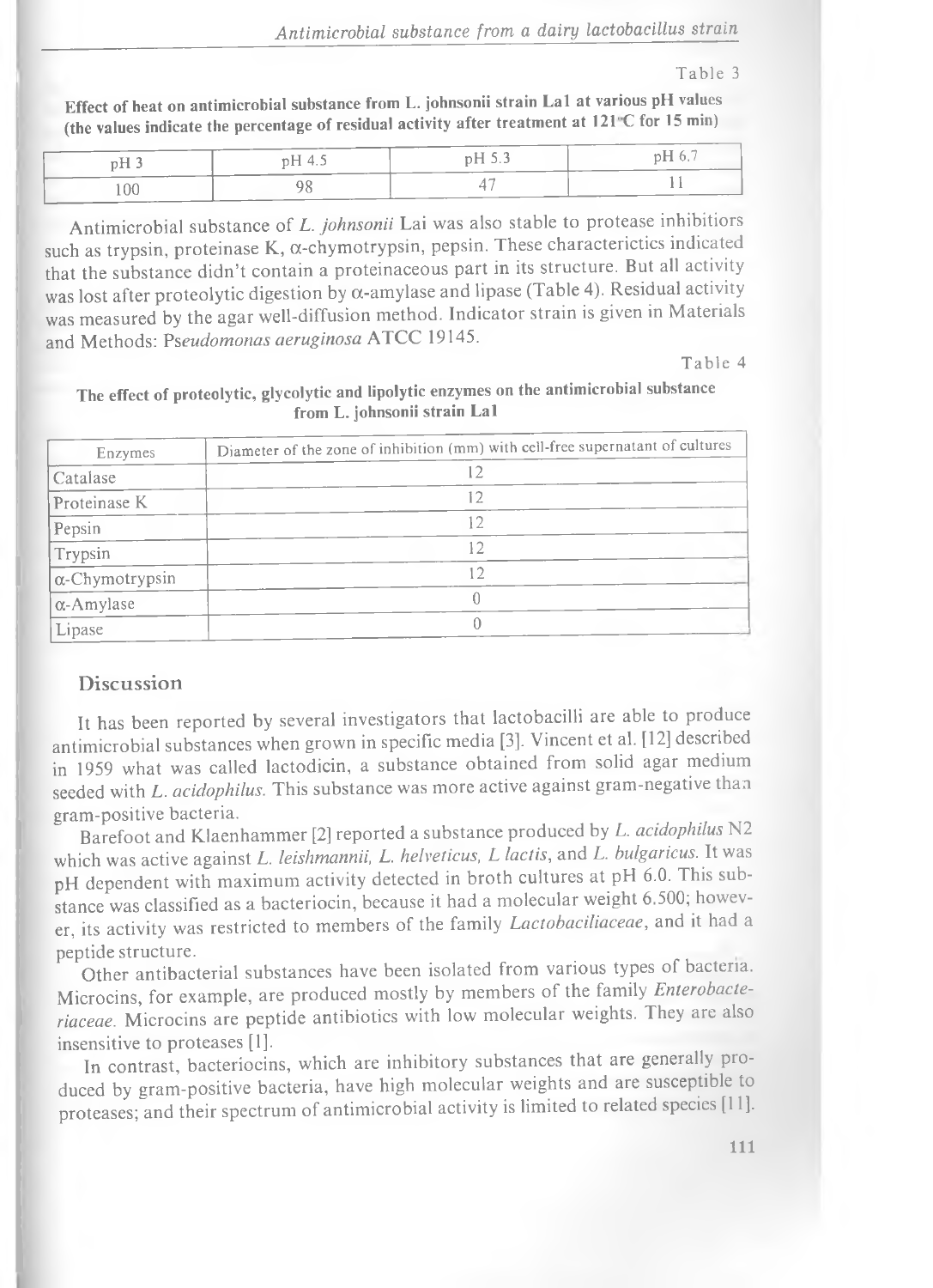Table 3

**Effect of heat on antimicrobial substance from L. johnsonii strain La1 at various pH values (the values indicate the percentage of residual activity after treatment at 121°C for 15 min)**

| pH 3 | pH 4.5 | pH 5.3 | pH 6.7 |
|---|---|---|---|
| 100 | 98 | 47 | 11 |

Antimicrobial substance of *L. johnsonii* Lai was also stable to protease inhibitiors such as trypsin, proteinase K, α-chymotrypsin, pepsin. These characterictics indicated that the substance didn't contain a proteinaceous part in its structure. But all activity was lost after proteolytic digestion by α-amylase and lipase (Table 4). Residual activity was measured by the agar well-diffusion method. Indicator strain is given in Materials and Methods: P*seudomonas aeruginosa* ATCC 19145.

Table 4

**The effect of proteolytic, glycolytic and lipolytic enzymes on the antimicrobial substance from L. johnsonii strain La1**

| Enzymes | Diameter of the zone of inhibition (mm) with cell-free supernatant of cultures |
|---|---|
| Catalase | 12 |
| Proteinase K | 12 |
| Pepsin | 12 |
| Trypsin | 12 |
| α-Chymotrypsin | 12 |
| α-Amylase | 0 |
| Lipase | 0 |

## Discussion

It has been reported by several investigators that lactobacilli are able to produce antimicrobial substances when grown in specific media [3]. Vincent et al. [12] described in 1959 what was called lactodicin, a substance obtained from solid agar medium seeded with *L. acidophilus*. This substance was more active against gram-negative than gram-positive bacteria.

Barefoot and Klaenhammer [2] reported a substance produced by *L. acidophilus* N2 which was active against *L. leishmannii, L. helveticus, L lactis*, and *L. bulgaricus*. It was pH dependent with maximum activity detected in broth cultures at pH 6.0. This substance was classified as a bacteriocin, because it had a molecular weight 6.500; however, its activity was restricted to members of the family *Lactobaciliaceae*, and it had a peptide structure.

Other antibacterial substances have been isolated from various types of bacteria. Microcins, for example, are produced mostly by members of the family *Enterobacteriaceae*. Microcins are peptide antibiotics with low molecular weights. They are also insensitive to proteases [1].

In contrast, bacteriocins, which are inhibitory substances that are generally produced by gram-positive bacteria, have high molecular weights and are susceptible to proteases; and their spectrum of antimicrobial activity is limited to related species [11].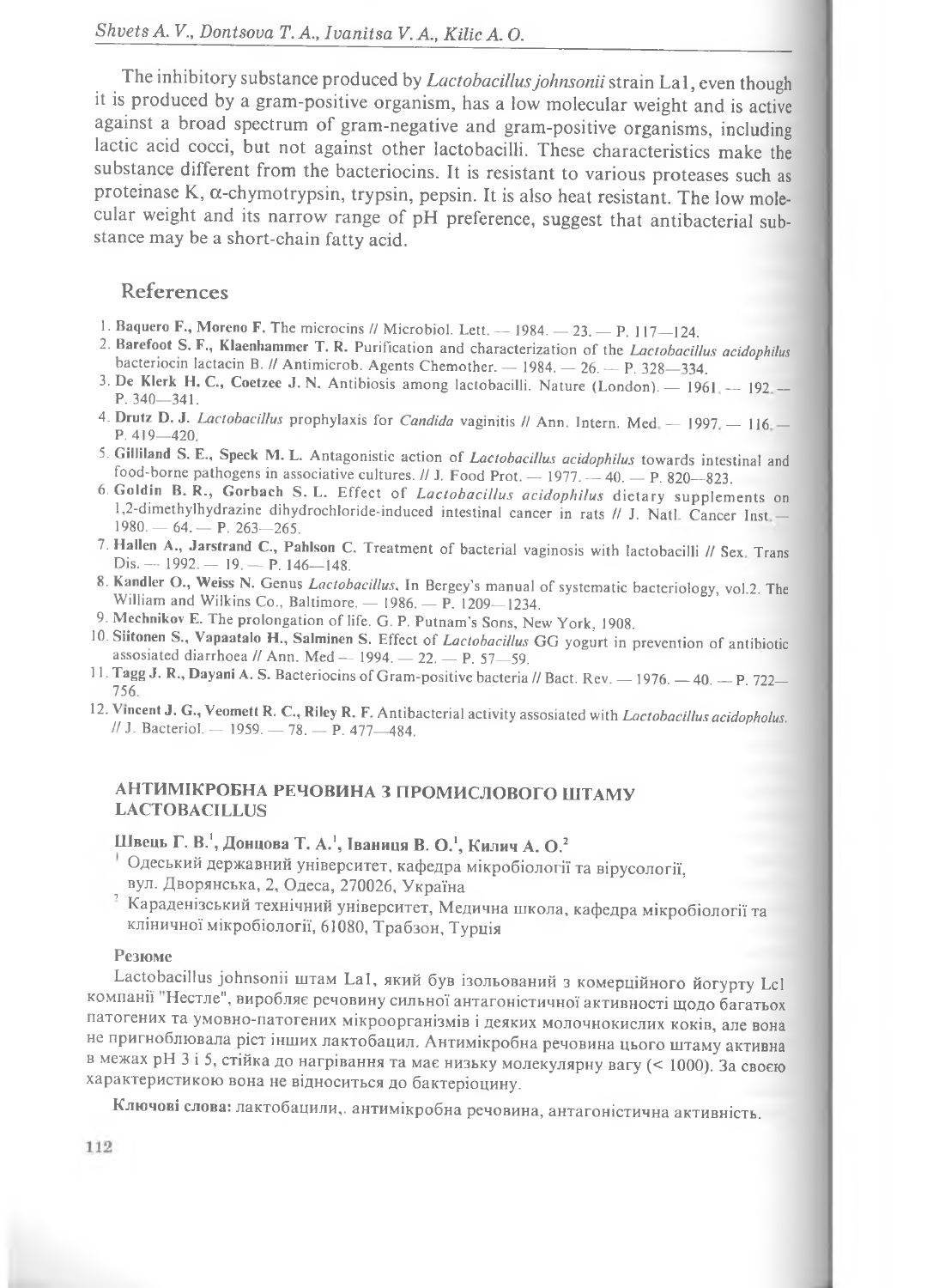The inhibitory substance produced by *Lactobacillus johnsonii* strain La1, even though it is produced by a gram-positive organism, has a low molecular weight and is active against a broad spectrum of gram-negative and gram-positive organisms, including lactic acid cocci, but not against other lactobacilli. These characteristics make the substance different from the bacteriocins. It is resistant to various proteases such as proteinase K, α-chymotrypsin, trypsin, pepsin. It is also heat resistant. The low molecular weight and its narrow range of pH preference, suggest that antibacterial substance may be a short-chain fatty acid.

## References

1. **Baquero F., Moreno F.** The microcins // Microbiol. Lett. — 1984. — 23. — P. 117—124.
2. **Barefoot S. F., Klaenhammer T. R.** Purification and characterization of the *Lactobacillus acidophilus* bacteriocin lactacin B. // Antimicrob. Agents Chemother. — 1984. — 26. — P. 328—334.
3. **De Klerk H. C., Coetzee J. N.** Antibiosis among lactobacilli. Nature (London). — 1961. — 192. — P. 340—341.
4. **Drutz D. J.** *Lactobacillus* prophylaxis for *Candida* vaginitis // Ann. Intern. Med. — 1997. — 116. — P. 419—420.
5. **Gilliland S. E., Speck M. L.** Antagonistic action of *Lactobacillus acidophilus* towards intestinal and food-borne pathogens in associative cultures. // J. Food Prot. — 1977. — 40. — P. 820—823.
6. **Goldin B. R., Gorbach S. L.** Effect of *Lactobacillus acidophilus* dietary supplements on 1,2-dimethylhydrazine dihydrochloride-induced intestinal cancer in rats // J. Natl. Cancer Inst. — 1980. — 64. — P. 263—265.
7. **Hallen A., Jarstrand C., Pahlson C.** Treatment of bacterial vaginosis with lactobacilli // Sex. Trans Dis. — 1992. — 19. — P. 146—148.
8. **Kandler O., Weiss N.** Genus *Lactobacillus*. In Bergey's manual of systematic bacteriology, vol.2. The William and Wilkins Co., Baltimore. — 1986. — P. 1209—1234.
9. **Mechnikov E.** The prolongation of life. G. P. Putnam's Sons, New York, 1908.
10. **Siitonen S., Vapaatalo H., Salminen S.** Effect of *Lactobacillus* GG yogurt in prevention of antibiotic assosiated diarrhoea // Ann. Med — 1994. — 22. — P. 57—59.
11. **Tagg J. R., Dayani A. S.** Bacteriocins of Gram-positive bacteria // Bact. Rev. — 1976. — 40. — P. 722—756.
12. **Vincent J. G., Veomett R. C., Riley R. F.** Antibacterial activity assosiated with *Lactobacillus acidopholus*. // J. Bacteriol. — 1959. — 78. — P. 477—484.

### АНТИМІКРОБНА РЕЧОВИНА З ПРОМИСЛОВОГО ШТАМУ LACTOBACILLUS

**Швець Г. В.[1], Донцова Т. А.[1], Іваниця В. О.[1], Килич А. О.[2]**

[1] Одеський державний університет, кафедра мікробіології та вірусології, вул. Дворянська, 2, Одеса, 270026, Україна

[2] Караденізський технічний університет, Медична школа, кафедра мікробіології та клінічної мікробіології, 61080, Трабзон, Турція

**Резюме**

Lactobacillus johnsonii штам La1, який був ізольований з комерційного йогурту Lcl компанії "Нестле", виробляє речовину сильної антагоністичної активності щодо багатьох патогених та умовно-патогених мікроорганізмів і деяких молочнокислих коків, але вона не пригноблювала ріст інших лактобацил. Антимікробна речовина цього штаму активна в межах pH 3 і 5, стійка до нагрівання та має низьку молекулярну вагу (< 1000). За своєю характеристикою вона не відноситься до бактеріоцину.

**Ключові слова:** лактобацили,. антимікробна речовина, антагоністична активність.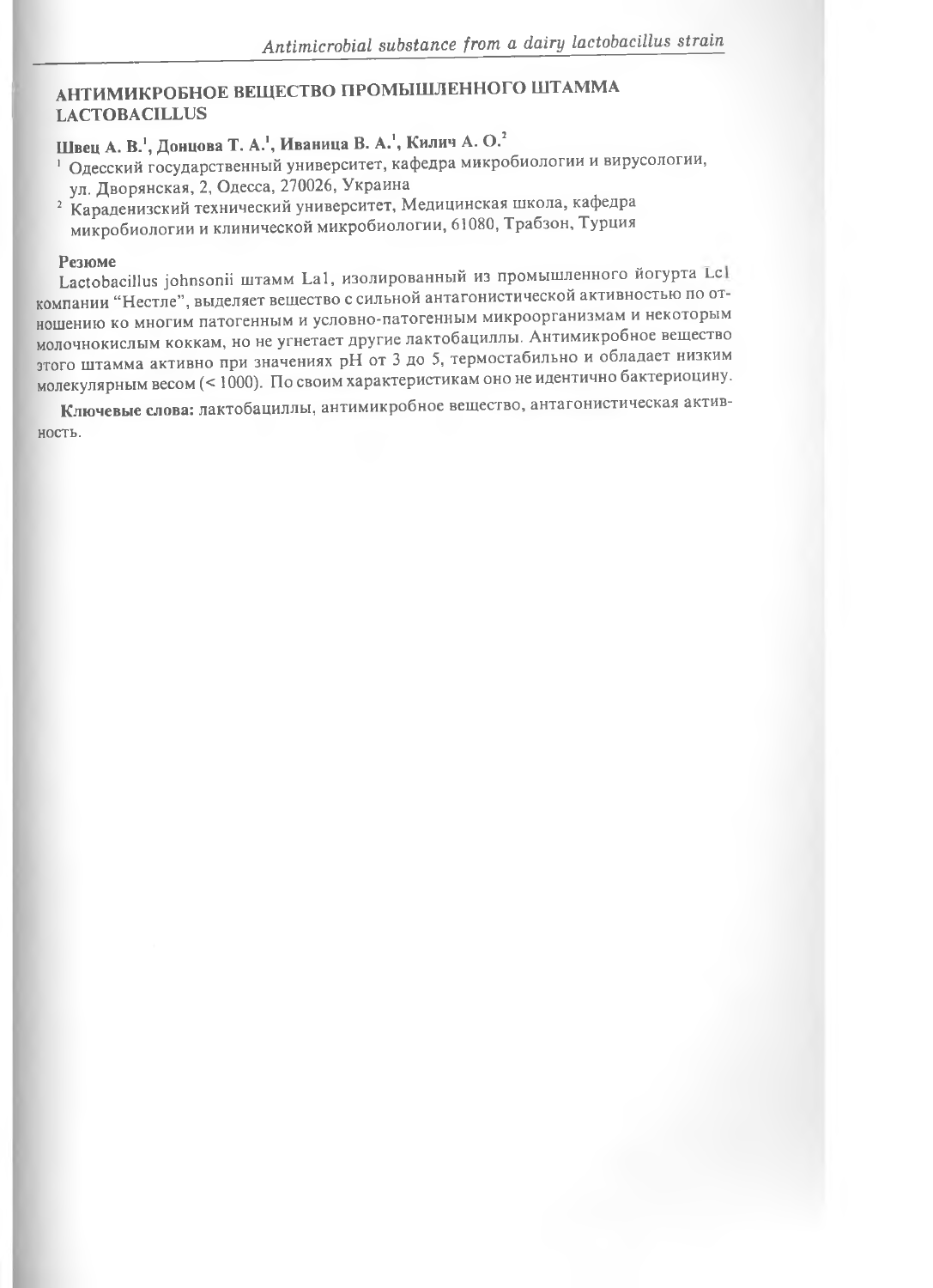## АНТИМИКРОБНОЕ ВЕЩЕСТВО ПРОМЫШЛЕННОГО ШТАММА LACTOBACILLUS

**Швец А. В.[1], Донцова Т. А.[1], Иваница В. А.[1], Килич А. О.[2]**

[1] Одесский государственный университет, кафедра микробиологии и вирусологии, ул. Дворянская, 2, Одесса, 270026, Украина

[2] Караденизский технический университет, Медицинская школа, кафедра микробиологии и клинической микробиологии, 61080, Трабзон, Турция

**Резюме**

Lactobacillus johnsonii штамм La1, изолированный из промышленного йогурта Lc1 компании "Нестле", выделяет вещество с сильной антагонистической активностью по отношению ко многим патогенным и условно-патогенным микроорганизмам и некоторым молочнокислым коккам, но не угнетает другие лактобациллы. Антимикробное вещество этого штамма активно при значениях pH от 3 до 5, термостабильно и обладает низким молекулярным весом (< 1000). По своим характеристикам оно не идентично бактериоцину.

**Ключевые слова:** лактобациллы, антимикробное вещество, антагонистическая активность.